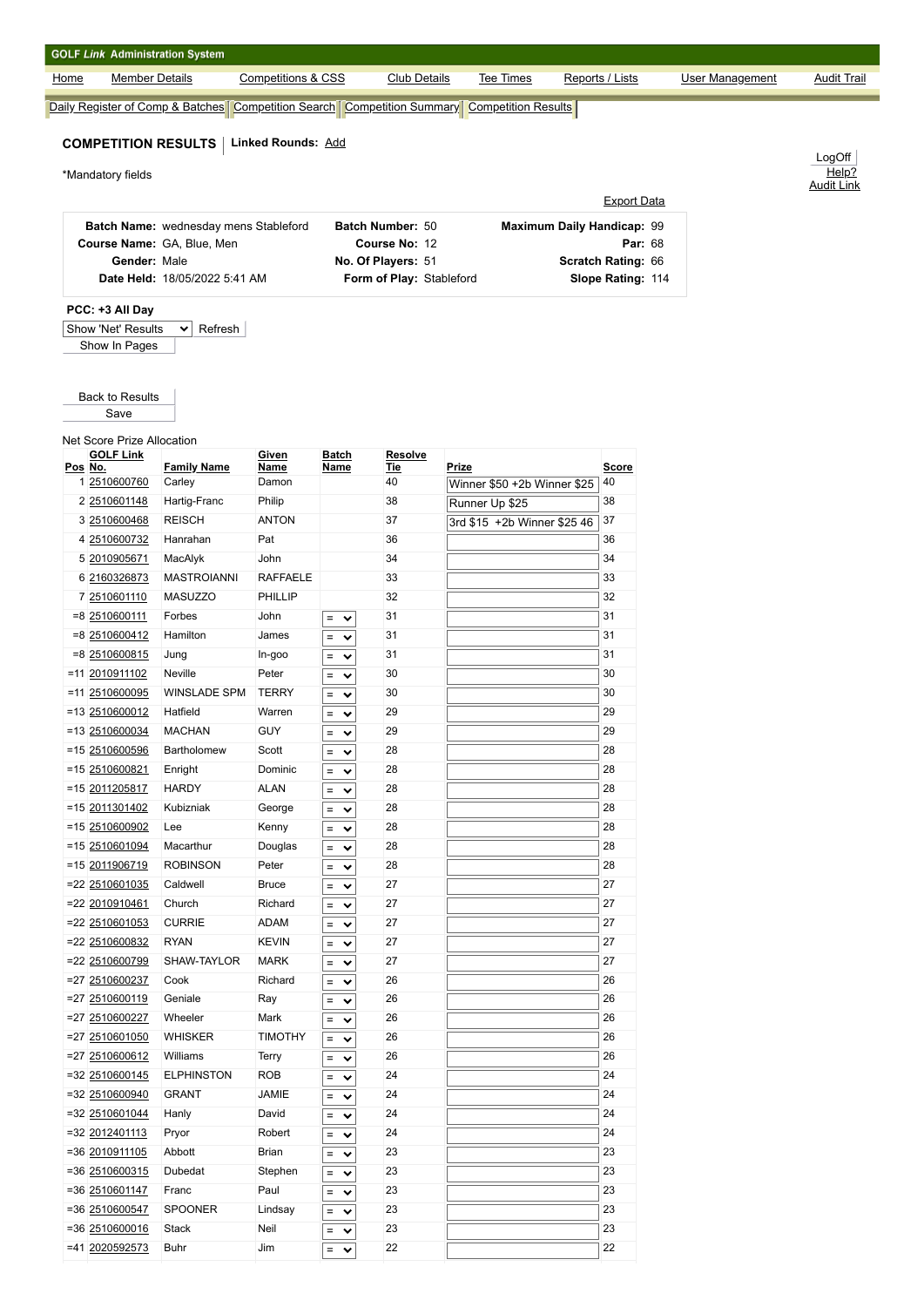GOLF *Link* Administration System

Home | Member Details | Competitions & CSS | Club Details | Tee Times | Reports / Lists | User Management | Audit Trail

Daily Register of Comp & Batches | Competition Search | Competition Summary | Competition Results

LogOff
Help?
Audit Link

## COMPETITION RESULTS | Linked Rounds: Add

*Mandatory fields

Export Data

| | | | | | |
|---|---|---|---|---|---|
| **Batch Name:** | wednesday mens Stableford | **Batch Number:** | 50 | **Maximum Daily Handicap:** | 99 |
| **Course Name:** | GA, Blue, Men | **Course No:** | 12 | **Par:** | 68 |
| **Gender:** | Male | **No. Of Players:** | 51 | **Scratch Rating:** | 66 |
| **Date Held:** | 18/05/2022 5:41 AM | **Form of Play:** | Stableford | **Slope Rating:** | 114 |

**PCC: +3 All Day**

Show 'Net' Results | Refresh

Show In Pages

Back to Results

Save

Net Score Prize Allocation

| Pos | GOLF Link No. | Family Name | Given Name | Batch Name | Resolve Tie | Prize | Score |
|---|---|---|---|---|---|---|---|
| 1 | 2510600760 | Carley | Damon | | 40 | Winner $50 +2b Winner $25 | 40 |
| 2 | 2510601148 | Hartig-Franc | Philip | | 38 | Runner Up $25 | 38 |
| 3 | 2510600468 | REISCH | ANTON | | 37 | 3rd $15 +2b Winner $25 46 | 37 |
| 4 | 2510600732 | Hanrahan | Pat | | 36 | | 36 |
| 5 | 2010905671 | MacAlyk | John | | 34 | | 34 |
| 6 | 2160326873 | MASTROIANNI | RAFFAELE | | 33 | | 33 |
| 7 | 2510601110 | MASUZZO | PHILLIP | | 32 | | 32 |
| =8 | 2510600111 | Forbes | John | = | 31 | | 31 |
| =8 | 2510600412 | Hamilton | James | = | 31 | | 31 |
| =8 | 2510600815 | Jung | In-goo | = | 31 | | 31 |
| =11 | 2010911102 | Neville | Peter | = | 30 | | 30 |
| =11 | 2510600095 | WINSLADE SPM | TERRY | = | 30 | | 30 |
| =13 | 2510600012 | Hatfield | Warren | = | 29 | | 29 |
| =13 | 2510600034 | MACHAN | GUY | = | 29 | | 29 |
| =15 | 2510600596 | Bartholomew | Scott | = | 28 | | 28 |
| =15 | 2510600821 | Enright | Dominic | = | 28 | | 28 |
| =15 | 2011205817 | HARDY | ALAN | = | 28 | | 28 |
| =15 | 2011301402 | Kubizniak | George | = | 28 | | 28 |
| =15 | 2510600902 | Lee | Kenny | = | 28 | | 28 |
| =15 | 2510601094 | Macarthur | Douglas | = | 28 | | 28 |
| =15 | 2011906719 | ROBINSON | Peter | = | 28 | | 28 |
| =22 | 2510601035 | Caldwell | Bruce | = | 27 | | 27 |
| =22 | 2010910461 | Church | Richard | = | 27 | | 27 |
| =22 | 2510601053 | CURRIE | ADAM | = | 27 | | 27 |
| =22 | 2510600832 | RYAN | KEVIN | = | 27 | | 27 |
| =22 | 2510600799 | SHAW-TAYLOR | MARK | = | 27 | | 27 |
| =27 | 2510600237 | Cook | Richard | = | 26 | | 26 |
| =27 | 2510600119 | Geniale | Ray | = | 26 | | 26 |
| =27 | 2510600227 | Wheeler | Mark | = | 26 | | 26 |
| =27 | 2510601050 | WHISKER | TIMOTHY | = | 26 | | 26 |
| =27 | 2510600612 | Williams | Terry | = | 26 | | 26 |
| =32 | 2510600145 | ELPHINSTON | ROB | = | 24 | | 24 |
| =32 | 2510600940 | GRANT | JAMIE | = | 24 | | 24 |
| =32 | 2510601044 | Hanly | David | = | 24 | | 24 |
| =32 | 2012401113 | Pryor | Robert | = | 24 | | 24 |
| =36 | 2010911105 | Abbott | Brian | = | 23 | | 23 |
| =36 | 2510600315 | Dubedat | Stephen | = | 23 | | 23 |
| =36 | 2510601147 | Franc | Paul | = | 23 | | 23 |
| =36 | 2510600547 | SPOONER | Lindsay | = | 23 | | 23 |
| =36 | 2510600016 | Stack | Neil | = | 23 | | 23 |
| =41 | 2020592573 | Buhr | Jim | = | 22 | | 22 |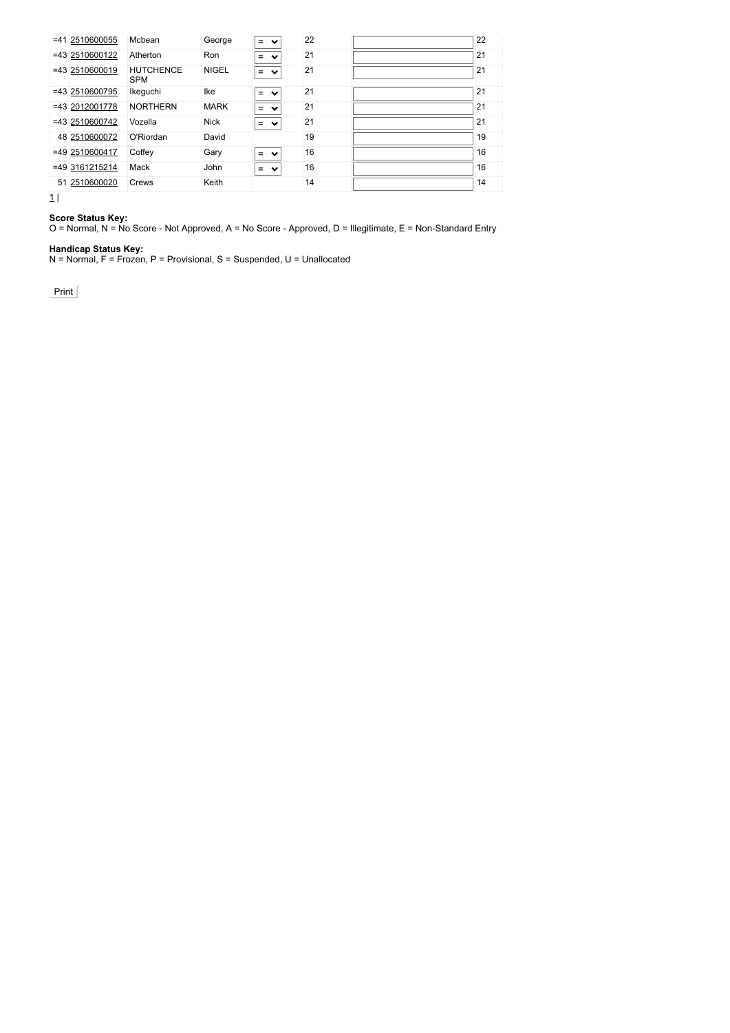| | | | | | | | |
|---|---|---|---|---|---|---|---|
| =41 | 2510600055 | Mcbean | George | = | 22 | | 22 |
| =43 | 2510600122 | Atherton | Ron | = | 21 | | 21 |
| =43 | 2510600019 | HUTCHENCE SPM | NIGEL | = | 21 | | 21 |
| =43 | 2510600795 | Ikeguchi | Ike | = | 21 | | 21 |
| =43 | 2012001778 | NORTHERN | MARK | = | 21 | | 21 |
| =43 | 2510600742 | Vozella | Nick | = | 21 | | 21 |
| 48 | 2510600072 | O'Riordan | David | | 19 | | 19 |
| =49 | 2510600417 | Coffey | Gary | = | 16 | | 16 |
| =49 | 3161215214 | Mack | John | = | 16 | | 16 |
| 51 | 2510600020 | Crews | Keith | | 14 | | 14 |

1 |

**Score Status Key:**
O = Normal, N = No Score - Not Approved, A = No Score - Approved, D = Illegitimate, E = Non-Standard Entry

**Handicap Status Key:**
N = Normal, F = Frozen, P = Provisional, S = Suspended, U = Unallocated

Print